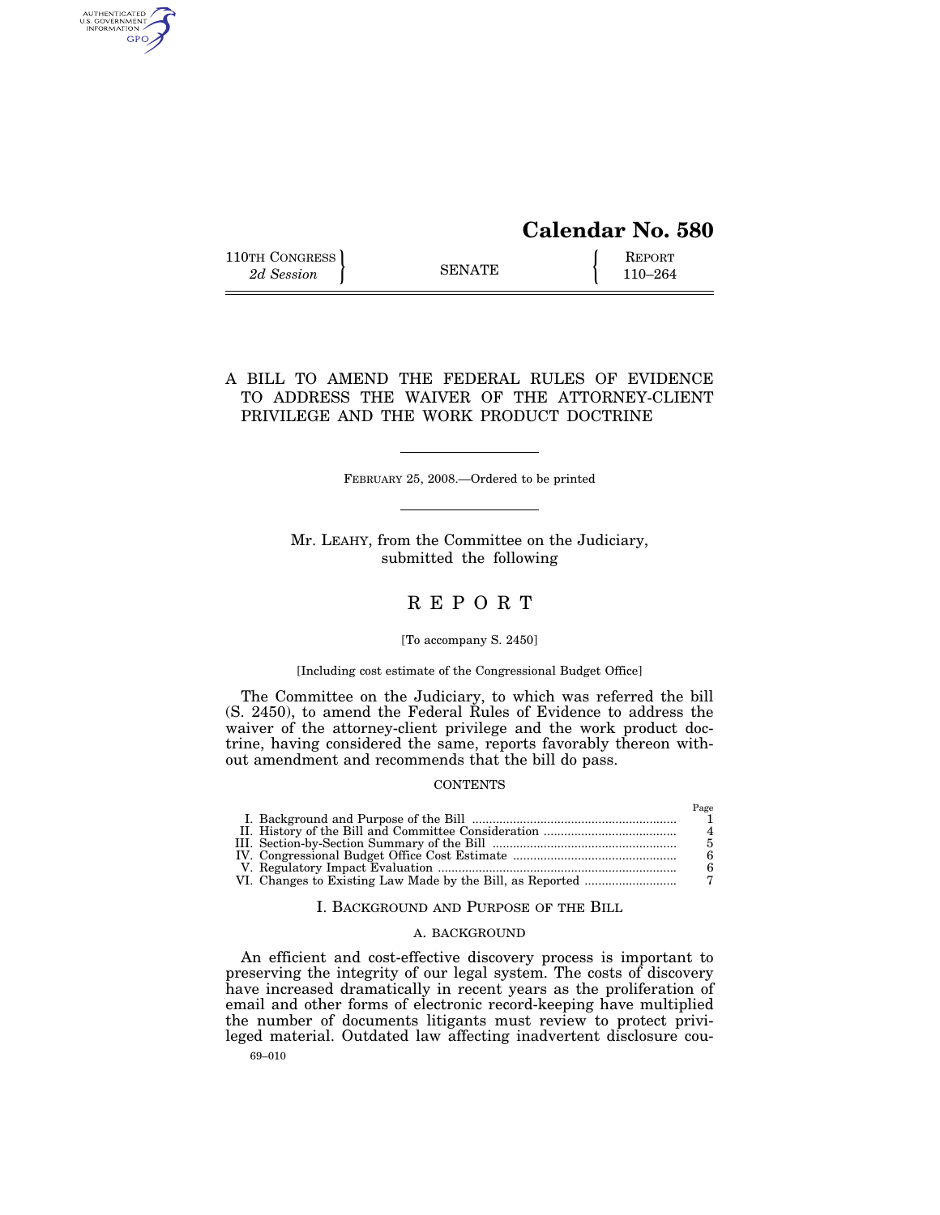# Calendar No. 580

110TH CONGRESS
*2d Session*

SENATE

REPORT
110–264

## A BILL TO AMEND THE FEDERAL RULES OF EVIDENCE TO ADDRESS THE WAIVER OF THE ATTORNEY-CLIENT PRIVILEGE AND THE WORK PRODUCT DOCTRINE

FEBRUARY 25, 2008.—Ordered to be printed

Mr. LEAHY, from the Committee on the Judiciary, submitted the following

## R E P O R T

[To accompany S. 2450]

[Including cost estimate of the Congressional Budget Office]

The Committee on the Judiciary, to which was referred the bill (S. 2450), to amend the Federal Rules of Evidence to address the waiver of the attorney-client privilege and the work product doctrine, having considered the same, reports favorably thereon without amendment and recommends that the bill do pass.

CONTENTS

| | Page |
|---|---|
| I. Background and Purpose of the Bill | 1 |
| II. History of the Bill and Committee Consideration | 4 |
| III. Section-by-Section Summary of the Bill | 5 |
| IV. Congressional Budget Office Cost Estimate | 6 |
| V. Regulatory Impact Evaluation | 6 |
| VI. Changes to Existing Law Made by the Bill, as Reported | 7 |

## I. BACKGROUND AND PURPOSE OF THE BILL

### A. BACKGROUND

An efficient and cost-effective discovery process is important to preserving the integrity of our legal system. The costs of discovery have increased dramatically in recent years as the proliferation of email and other forms of electronic record-keeping have multiplied the number of documents litigants must review to protect privileged material. Outdated law affecting inadvertent disclosure cou-

69–010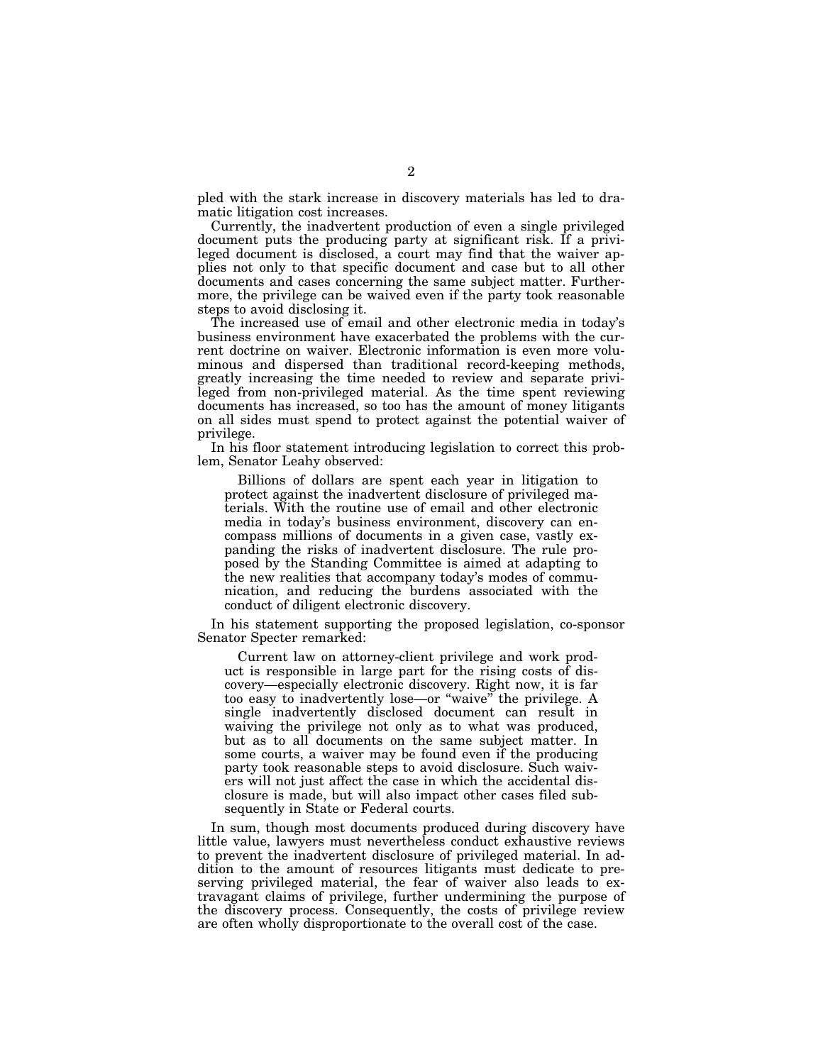pled with the stark increase in discovery materials has led to dramatic litigation cost increases.

Currently, the inadvertent production of even a single privileged document puts the producing party at significant risk. If a privileged document is disclosed, a court may find that the waiver applies not only to that specific document and case but to all other documents and cases concerning the same subject matter. Furthermore, the privilege can be waived even if the party took reasonable steps to avoid disclosing it.

The increased use of email and other electronic media in today's business environment have exacerbated the problems with the current doctrine on waiver. Electronic information is even more voluminous and dispersed than traditional record-keeping methods, greatly increasing the time needed to review and separate privileged from non-privileged material. As the time spent reviewing documents has increased, so too has the amount of money litigants on all sides must spend to protect against the potential waiver of privilege.

In his floor statement introducing legislation to correct this problem, Senator Leahy observed:

> Billions of dollars are spent each year in litigation to protect against the inadvertent disclosure of privileged materials. With the routine use of email and other electronic media in today's business environment, discovery can encompass millions of documents in a given case, vastly expanding the risks of inadvertent disclosure. The rule proposed by the Standing Committee is aimed at adapting to the new realities that accompany today's modes of communication, and reducing the burdens associated with the conduct of diligent electronic discovery.

In his statement supporting the proposed legislation, co-sponsor Senator Specter remarked:

> Current law on attorney-client privilege and work product is responsible in large part for the rising costs of discovery—especially electronic discovery. Right now, it is far too easy to inadvertently lose—or "waive" the privilege. A single inadvertently disclosed document can result in waiving the privilege not only as to what was produced, but as to all documents on the same subject matter. In some courts, a waiver may be found even if the producing party took reasonable steps to avoid disclosure. Such waivers will not just affect the case in which the accidental disclosure is made, but will also impact other cases filed subsequently in State or Federal courts.

In sum, though most documents produced during discovery have little value, lawyers must nevertheless conduct exhaustive reviews to prevent the inadvertent disclosure of privileged material. In addition to the amount of resources litigants must dedicate to preserving privileged material, the fear of waiver also leads to extravagant claims of privilege, further undermining the purpose of the discovery process. Consequently, the costs of privilege review are often wholly disproportionate to the overall cost of the case.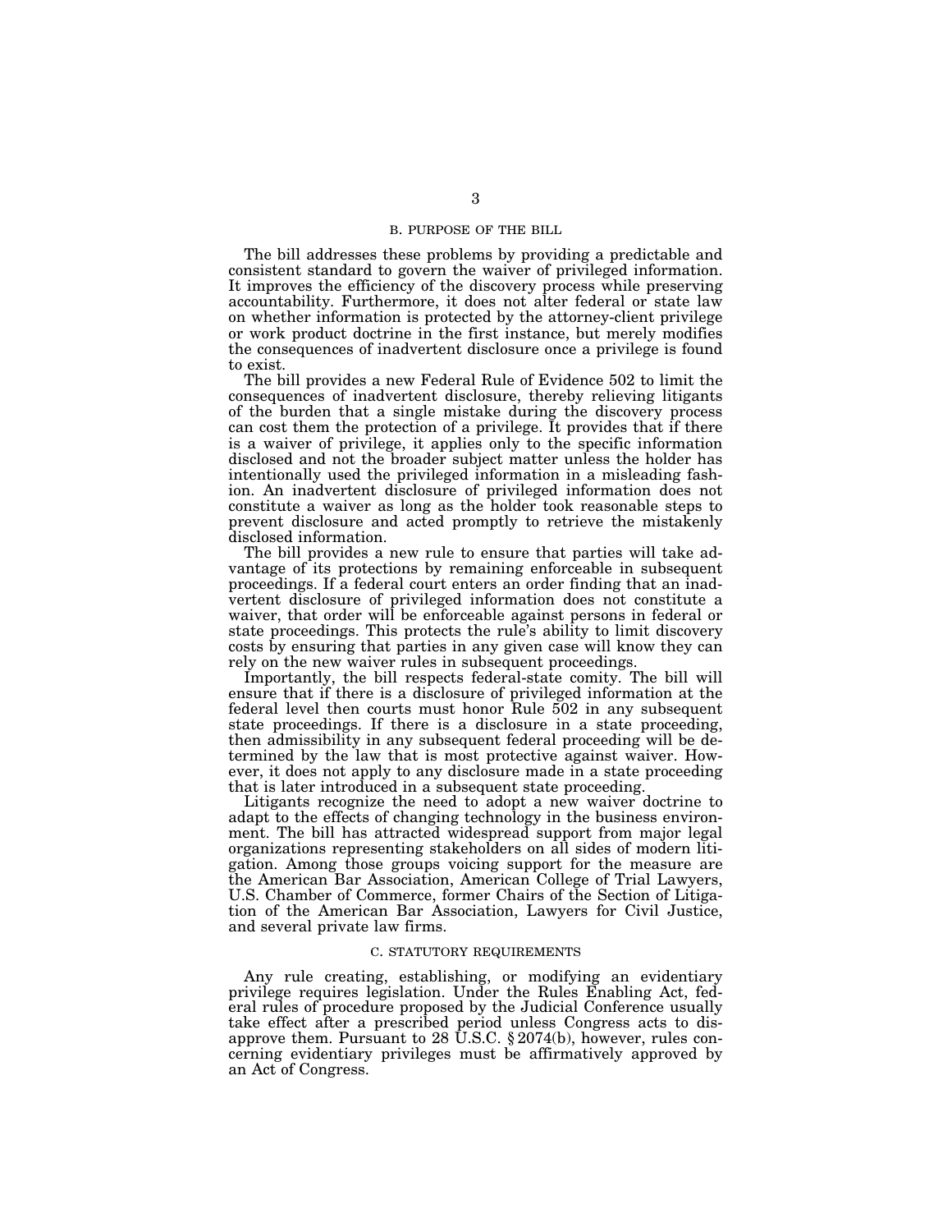### B. PURPOSE OF THE BILL

The bill addresses these problems by providing a predictable and consistent standard to govern the waiver of privileged information. It improves the efficiency of the discovery process while preserving accountability. Furthermore, it does not alter federal or state law on whether information is protected by the attorney-client privilege or work product doctrine in the first instance, but merely modifies the consequences of inadvertent disclosure once a privilege is found to exist.

The bill provides a new Federal Rule of Evidence 502 to limit the consequences of inadvertent disclosure, thereby relieving litigants of the burden that a single mistake during the discovery process can cost them the protection of a privilege. It provides that if there is a waiver of privilege, it applies only to the specific information disclosed and not the broader subject matter unless the holder has intentionally used the privileged information in a misleading fashion. An inadvertent disclosure of privileged information does not constitute a waiver as long as the holder took reasonable steps to prevent disclosure and acted promptly to retrieve the mistakenly disclosed information.

The bill provides a new rule to ensure that parties will take advantage of its protections by remaining enforceable in subsequent proceedings. If a federal court enters an order finding that an inadvertent disclosure of privileged information does not constitute a waiver, that order will be enforceable against persons in federal or state proceedings. This protects the rule's ability to limit discovery costs by ensuring that parties in any given case will know they can rely on the new waiver rules in subsequent proceedings.

Importantly, the bill respects federal-state comity. The bill will ensure that if there is a disclosure of privileged information at the federal level then courts must honor Rule 502 in any subsequent state proceedings. If there is a disclosure in a state proceeding, then admissibility in any subsequent federal proceeding will be determined by the law that is most protective against waiver. However, it does not apply to any disclosure made in a state proceeding that is later introduced in a subsequent state proceeding.

Litigants recognize the need to adopt a new waiver doctrine to adapt to the effects of changing technology in the business environment. The bill has attracted widespread support from major legal organizations representing stakeholders on all sides of modern litigation. Among those groups voicing support for the measure are the American Bar Association, American College of Trial Lawyers, U.S. Chamber of Commerce, former Chairs of the Section of Litigation of the American Bar Association, Lawyers for Civil Justice, and several private law firms.

### C. STATUTORY REQUIREMENTS

Any rule creating, establishing, or modifying an evidentiary privilege requires legislation. Under the Rules Enabling Act, federal rules of procedure proposed by the Judicial Conference usually take effect after a prescribed period unless Congress acts to disapprove them. Pursuant to 28 U.S.C. § 2074(b), however, rules concerning evidentiary privileges must be affirmatively approved by an Act of Congress.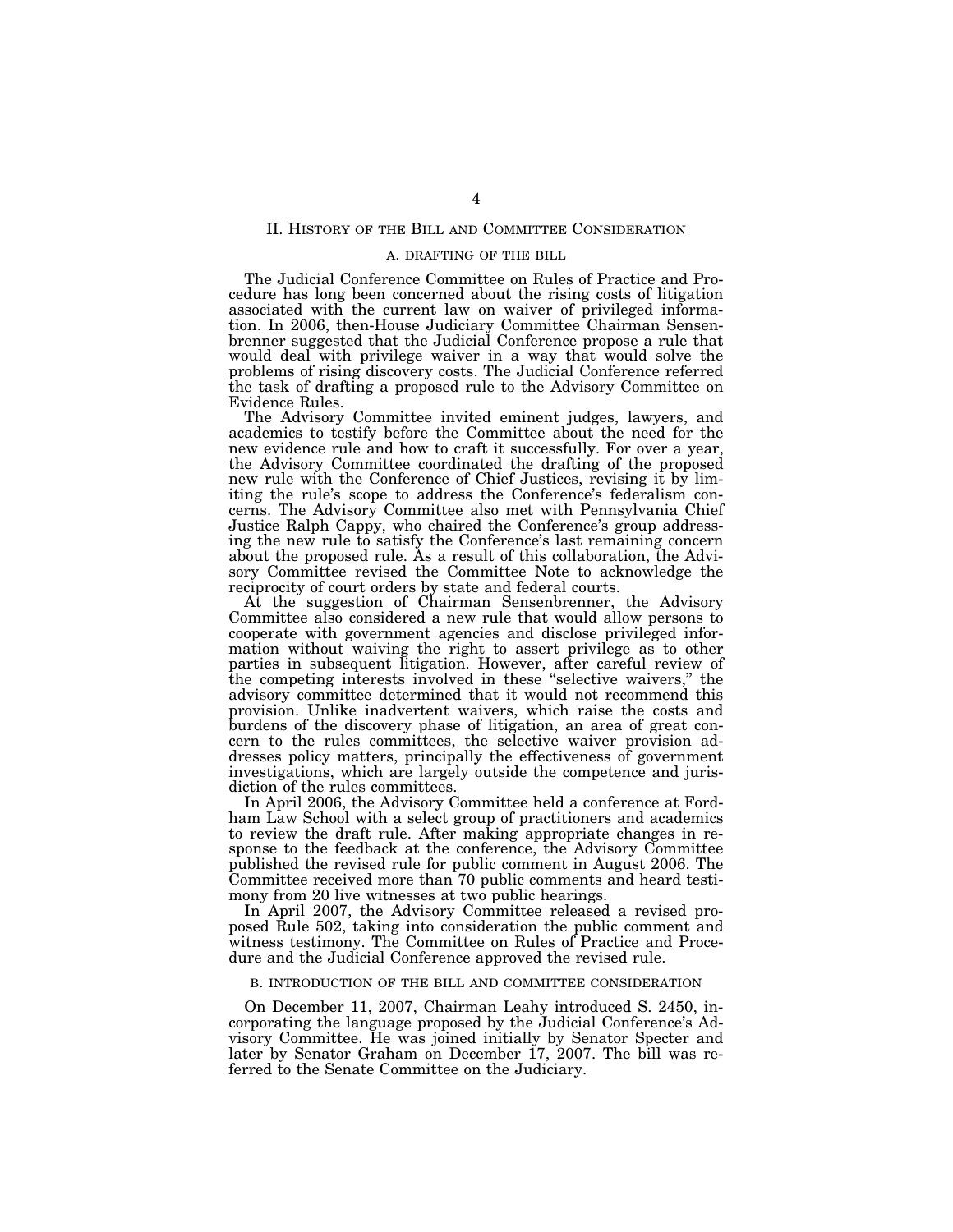## II. History of the Bill and Committee Consideration

### A. Drafting of the Bill

The Judicial Conference Committee on Rules of Practice and Procedure has long been concerned about the rising costs of litigation associated with the current law on waiver of privileged information. In 2006, then-House Judiciary Committee Chairman Sensenbrenner suggested that the Judicial Conference propose a rule that would deal with privilege waiver in a way that would solve the problems of rising discovery costs. The Judicial Conference referred the task of drafting a proposed rule to the Advisory Committee on Evidence Rules.

The Advisory Committee invited eminent judges, lawyers, and academics to testify before the Committee about the need for the new evidence rule and how to craft it successfully. For over a year, the Advisory Committee coordinated the drafting of the proposed new rule with the Conference of Chief Justices, revising it by limiting the rule's scope to address the Conference's federalism concerns. The Advisory Committee also met with Pennsylvania Chief Justice Ralph Cappy, who chaired the Conference's group addressing the new rule to satisfy the Conference's last remaining concern about the proposed rule. As a result of this collaboration, the Advisory Committee revised the Committee Note to acknowledge the reciprocity of court orders by state and federal courts.

At the suggestion of Chairman Sensenbrenner, the Advisory Committee also considered a new rule that would allow persons to cooperate with government agencies and disclose privileged information without waiving the right to assert privilege as to other parties in subsequent litigation. However, after careful review of the competing interests involved in these "selective waivers," the advisory committee determined that it would not recommend this provision. Unlike inadvertent waivers, which raise the costs and burdens of the discovery phase of litigation, an area of great concern to the rules committees, the selective waiver provision addresses policy matters, principally the effectiveness of government investigations, which are largely outside the competence and jurisdiction of the rules committees.

In April 2006, the Advisory Committee held a conference at Fordham Law School with a select group of practitioners and academics to review the draft rule. After making appropriate changes in response to the feedback at the conference, the Advisory Committee published the revised rule for public comment in August 2006. The Committee received more than 70 public comments and heard testimony from 20 live witnesses at two public hearings.

In April 2007, the Advisory Committee released a revised proposed Rule 502, taking into consideration the public comment and witness testimony. The Committee on Rules of Practice and Procedure and the Judicial Conference approved the revised rule.

### B. Introduction of the Bill and Committee Consideration

On December 11, 2007, Chairman Leahy introduced S. 2450, incorporating the language proposed by the Judicial Conference's Advisory Committee. He was joined initially by Senator Specter and later by Senator Graham on December 17, 2007. The bill was referred to the Senate Committee on the Judiciary.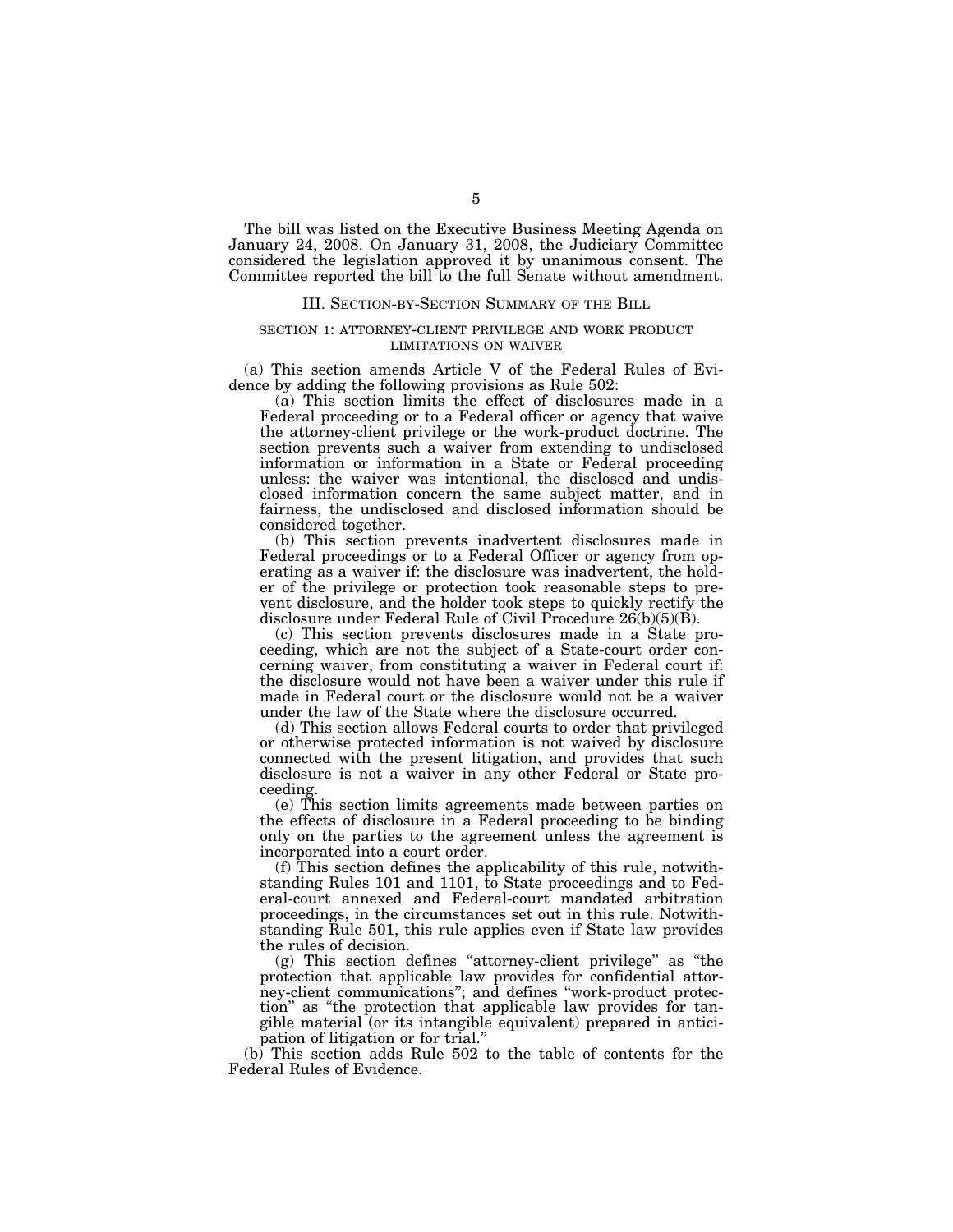The bill was listed on the Executive Business Meeting Agenda on January 24, 2008. On January 31, 2008, the Judiciary Committee considered the legislation approved it by unanimous consent. The Committee reported the bill to the full Senate without amendment.

## III. SECTION-BY-SECTION SUMMARY OF THE BILL

### SECTION 1: ATTORNEY-CLIENT PRIVILEGE AND WORK PRODUCT LIMITATIONS ON WAIVER

(a) This section amends Article V of the Federal Rules of Evidence by adding the following provisions as Rule 502:

(a) This section limits the effect of disclosures made in a Federal proceeding or to a Federal officer or agency that waive the attorney-client privilege or the work-product doctrine. The section prevents such a waiver from extending to undisclosed information or information in a State or Federal proceeding unless: the waiver was intentional, the disclosed and undisclosed information concern the same subject matter, and in fairness, the undisclosed and disclosed information should be considered together.

(b) This section prevents inadvertent disclosures made in Federal proceedings or to a Federal Officer or agency from operating as a waiver if: the disclosure was inadvertent, the holder of the privilege or protection took reasonable steps to prevent disclosure, and the holder took steps to quickly rectify the disclosure under Federal Rule of Civil Procedure 26(b)(5)(B).

(c) This section prevents disclosures made in a State proceeding, which are not the subject of a State-court order concerning waiver, from constituting a waiver in Federal court if: the disclosure would not have been a waiver under this rule if made in Federal court or the disclosure would not be a waiver under the law of the State where the disclosure occurred.

(d) This section allows Federal courts to order that privileged or otherwise protected information is not waived by disclosure connected with the present litigation, and provides that such disclosure is not a waiver in any other Federal or State proceeding.

(e) This section limits agreements made between parties on the effects of disclosure in a Federal proceeding to be binding only on the parties to the agreement unless the agreement is incorporated into a court order.

(f) This section defines the applicability of this rule, notwithstanding Rules 101 and 1101, to State proceedings and to Federal-court annexed and Federal-court mandated arbitration proceedings, in the circumstances set out in this rule. Notwithstanding Rule 501, this rule applies even if State law provides the rules of decision.

(g) This section defines "attorney-client privilege" as "the protection that applicable law provides for confidential attorney-client communications"; and defines "work-product protection" as "the protection that applicable law provides for tangible material (or its intangible equivalent) prepared in anticipation of litigation or for trial."

(b) This section adds Rule 502 to the table of contents for the Federal Rules of Evidence.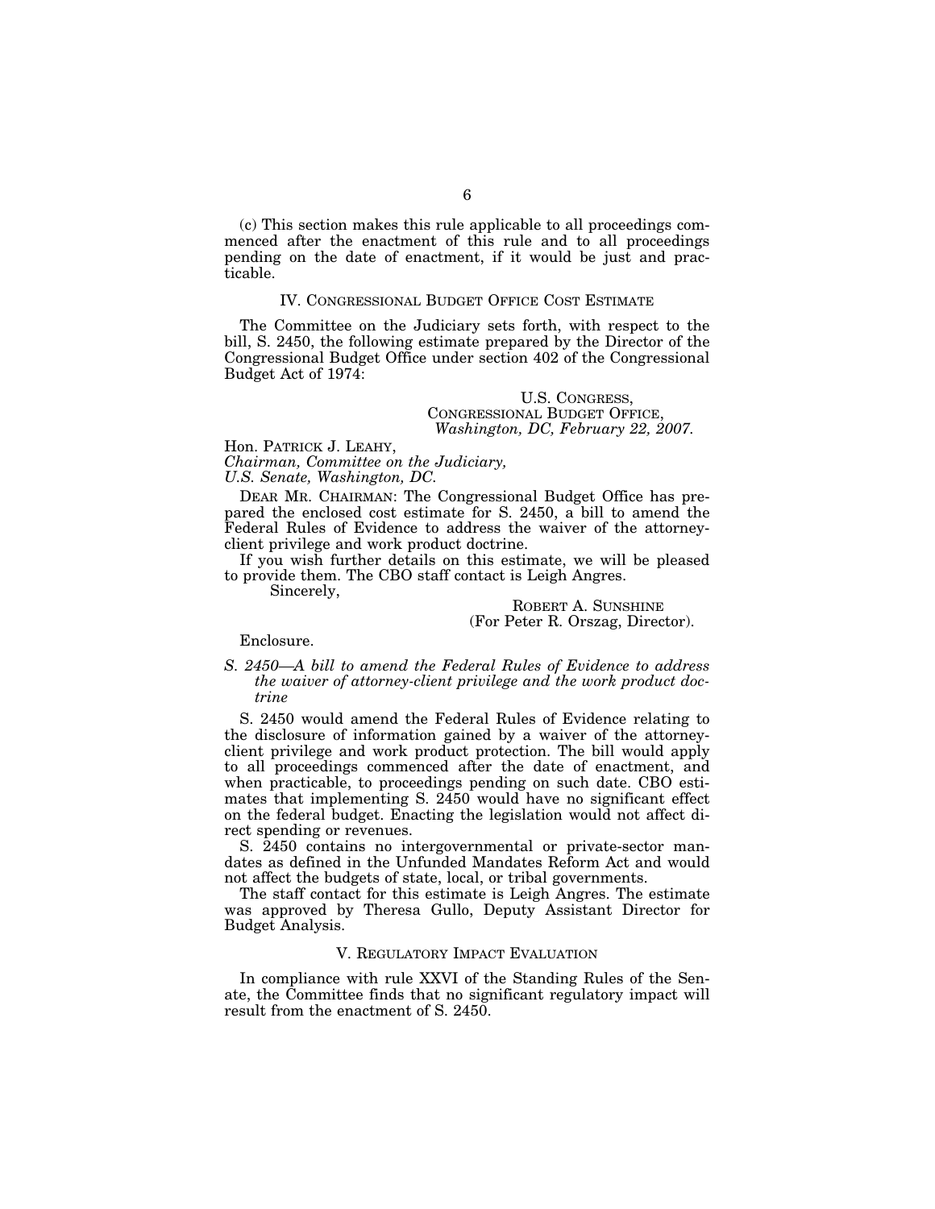(c) This section makes this rule applicable to all proceedings commenced after the enactment of this rule and to all proceedings pending on the date of enactment, if it would be just and practicable.

## IV. CONGRESSIONAL BUDGET OFFICE COST ESTIMATE

The Committee on the Judiciary sets forth, with respect to the bill, S. 2450, the following estimate prepared by the Director of the Congressional Budget Office under section 402 of the Congressional Budget Act of 1974:

U.S. CONGRESS,
CONGRESSIONAL BUDGET OFFICE,
*Washington, DC, February 22, 2007.*

Hon. PATRICK J. LEAHY,
*Chairman, Committee on the Judiciary,*
*U.S. Senate, Washington, DC.*

DEAR MR. CHAIRMAN: The Congressional Budget Office has prepared the enclosed cost estimate for S. 2450, a bill to amend the Federal Rules of Evidence to address the waiver of the attorney-client privilege and work product doctrine.

If you wish further details on this estimate, we will be pleased to provide them. The CBO staff contact is Leigh Angres.

Sincerely,

ROBERT A. SUNSHINE
(For Peter R. Orszag, Director).

Enclosure.

*S. 2450—A bill to amend the Federal Rules of Evidence to address the waiver of attorney-client privilege and the work product doctrine*

S. 2450 would amend the Federal Rules of Evidence relating to the disclosure of information gained by a waiver of the attorney-client privilege and work product protection. The bill would apply to all proceedings commenced after the date of enactment, and when practicable, to proceedings pending on such date. CBO estimates that implementing S. 2450 would have no significant effect on the federal budget. Enacting the legislation would not affect direct spending or revenues.

S. 2450 contains no intergovernmental or private-sector mandates as defined in the Unfunded Mandates Reform Act and would not affect the budgets of state, local, or tribal governments.

The staff contact for this estimate is Leigh Angres. The estimate was approved by Theresa Gullo, Deputy Assistant Director for Budget Analysis.

## V. REGULATORY IMPACT EVALUATION

In compliance with rule XXVI of the Standing Rules of the Senate, the Committee finds that no significant regulatory impact will result from the enactment of S. 2450.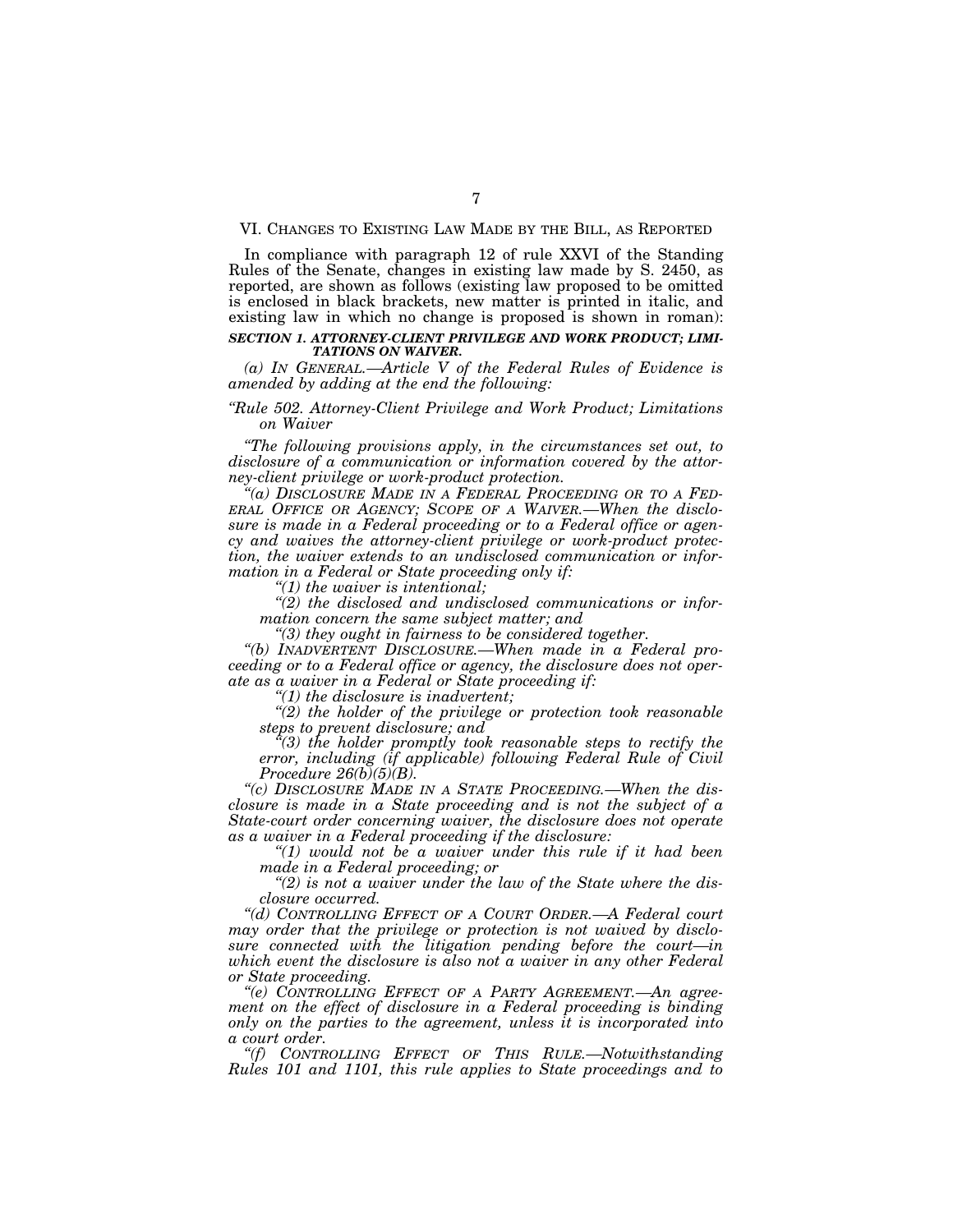## VI. Changes to Existing Law Made by the Bill, as Reported

In compliance with paragraph 12 of rule XXVI of the Standing Rules of the Senate, changes in existing law made by S. 2450, as reported, are shown as follows (existing law proposed to be omitted is enclosed in black brackets, new matter is printed in italic, and existing law in which no change is proposed is shown in roman):

***SECTION 1. ATTORNEY-CLIENT PRIVILEGE AND WORK PRODUCT; LIMITATIONS ON WAIVER.***

*(a) In General.—Article V of the Federal Rules of Evidence is amended by adding at the end the following:*

*"Rule 502. Attorney-Client Privilege and Work Product; Limitations on Waiver*

*"The following provisions apply, in the circumstances set out, to disclosure of a communication or information covered by the attorney-client privilege or work-product protection.*

*"(a) Disclosure Made in a Federal Proceeding or to a Federal Office or Agency; Scope of a Waiver.—When the disclosure is made in a Federal proceeding or to a Federal office or agency and waives the attorney-client privilege or work-product protection, the waiver extends to an undisclosed communication or information in a Federal or State proceeding only if:*

*"(1) the waiver is intentional;*

*"(2) the disclosed and undisclosed communications or information concern the same subject matter; and*

*"(3) they ought in fairness to be considered together.*

*"(b) Inadvertent Disclosure.—When made in a Federal proceeding or to a Federal office or agency, the disclosure does not operate as a waiver in a Federal or State proceeding if:*

*"(1) the disclosure is inadvertent;*

*"(2) the holder of the privilege or protection took reasonable steps to prevent disclosure; and*

*"(3) the holder promptly took reasonable steps to rectify the error, including (if applicable) following Federal Rule of Civil Procedure 26(b)(5)(B).*

*"(c) Disclosure Made in a State Proceeding.—When the disclosure is made in a State proceeding and is not the subject of a State-court order concerning waiver, the disclosure does not operate as a waiver in a Federal proceeding if the disclosure:*

*"(1) would not be a waiver under this rule if it had been made in a Federal proceeding; or*

*"(2) is not a waiver under the law of the State where the disclosure occurred.*

*"(d) Controlling Effect of a Court Order.—A Federal court may order that the privilege or protection is not waived by disclosure connected with the litigation pending before the court—in which event the disclosure is also not a waiver in any other Federal or State proceeding.*

*"(e) Controlling Effect of a Party Agreement.—An agreement on the effect of disclosure in a Federal proceeding is binding only on the parties to the agreement, unless it is incorporated into a court order.*

*"(f) Controlling Effect of This Rule.—Notwithstanding Rules 101 and 1101, this rule applies to State proceedings and to*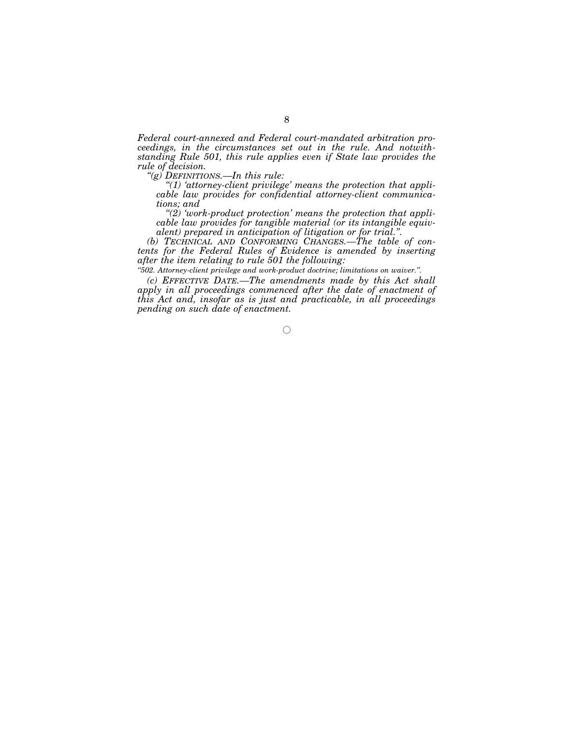*Federal court-annexed and Federal court-mandated arbitration proceedings, in the circumstances set out in the rule. And notwithstanding Rule 501, this rule applies even if State law provides the rule of decision.*

*"(g) DEFINITIONS.—In this rule:*

*"(1) 'attorney-client privilege' means the protection that applicable law provides for confidential attorney-client communications; and*

*"(2) 'work-product protection' means the protection that applicable law provides for tangible material (or its intangible equivalent) prepared in anticipation of litigation or for trial.".*

*(b) TECHNICAL AND CONFORMING CHANGES.—The table of contents for the Federal Rules of Evidence is amended by inserting after the item relating to rule 501 the following:*

*"502. Attorney-client privilege and work-product doctrine; limitations on waiver.".*

*(c) EFFECTIVE DATE.—The amendments made by this Act shall apply in all proceedings commenced after the date of enactment of this Act and, insofar as is just and practicable, in all proceedings pending on such date of enactment.*

○